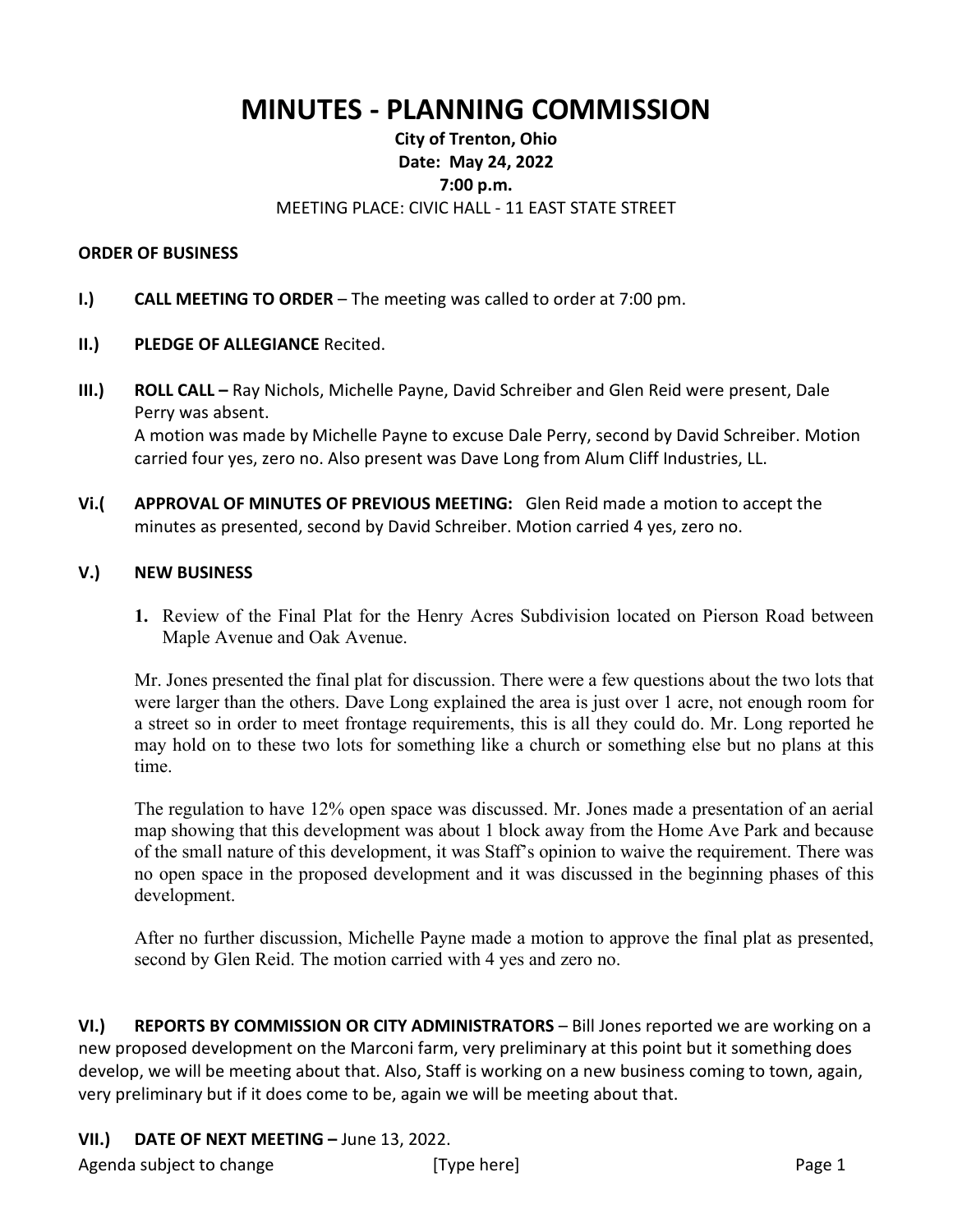# MINUTES - PLANNING COMMISSION

**City of Trenton, Ohio**
**Date: May 24, 2022**
**7:00 p.m.**
MEETING PLACE: CIVIC HALL - 11 EAST STATE STREET

**ORDER OF BUSINESS**

**I.) CALL MEETING TO ORDER** – The meeting was called to order at 7:00 pm.

**II.) PLEDGE OF ALLEGIANCE** Recited.

**III.) ROLL CALL –** Ray Nichols, Michelle Payne, David Schreiber and Glen Reid were present, Dale Perry was absent.
A motion was made by Michelle Payne to excuse Dale Perry, second by David Schreiber. Motion carried four yes, zero no. Also present was Dave Long from Alum Cliff Industries, LL.

**Vi.( APPROVAL OF MINUTES OF PREVIOUS MEETING:** Glen Reid made a motion to accept the minutes as presented, second by David Schreiber. Motion carried 4 yes, zero no.

**V.) NEW BUSINESS**

1. Review of the Final Plat for the Henry Acres Subdivision located on Pierson Road between Maple Avenue and Oak Avenue.

Mr. Jones presented the final plat for discussion. There were a few questions about the two lots that were larger than the others. Dave Long explained the area is just over 1 acre, not enough room for a street so in order to meet frontage requirements, this is all they could do. Mr. Long reported he may hold on to these two lots for something like a church or something else but no plans at this time.

The regulation to have 12% open space was discussed. Mr. Jones made a presentation of an aerial map showing that this development was about 1 block away from the Home Ave Park and because of the small nature of this development, it was Staff's opinion to waive the requirement. There was no open space in the proposed development and it was discussed in the beginning phases of this development.

After no further discussion, Michelle Payne made a motion to approve the final plat as presented, second by Glen Reid. The motion carried with 4 yes and zero no.

**VI.) REPORTS BY COMMISSION OR CITY ADMINISTRATORS** – Bill Jones reported we are working on a new proposed development on the Marconi farm, very preliminary at this point but it something does develop, we will be meeting about that. Also, Staff is working on a new business coming to town, again, very preliminary but if it does come to be, again we will be meeting about that.

**VII.) DATE OF NEXT MEETING –** June 13, 2022.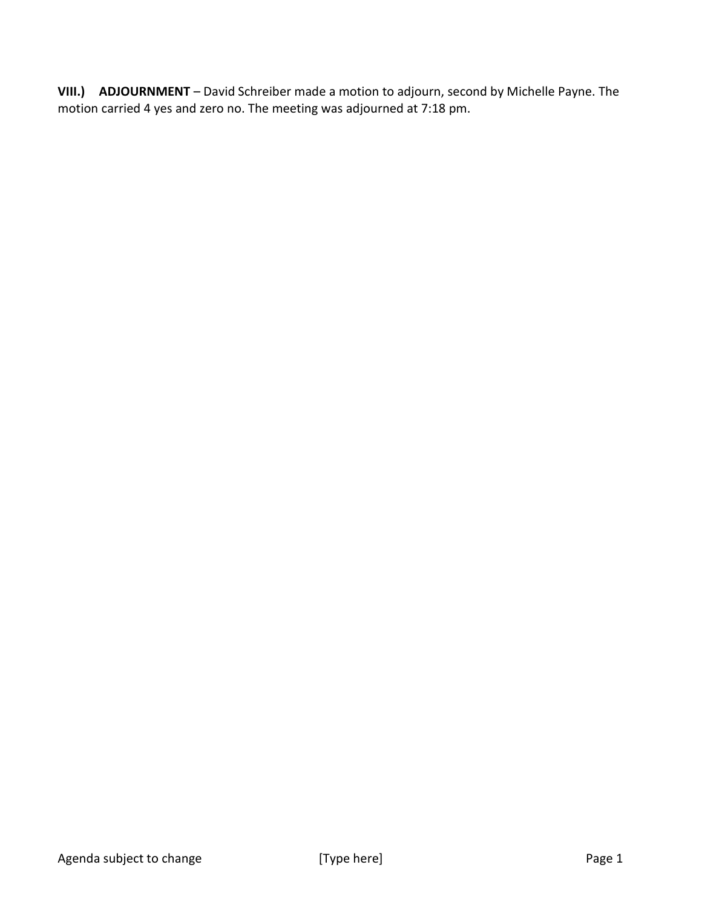**VIII.) ADJOURNMENT** – David Schreiber made a motion to adjourn, second by Michelle Payne. The motion carried 4 yes and zero no. The meeting was adjourned at 7:18 pm.